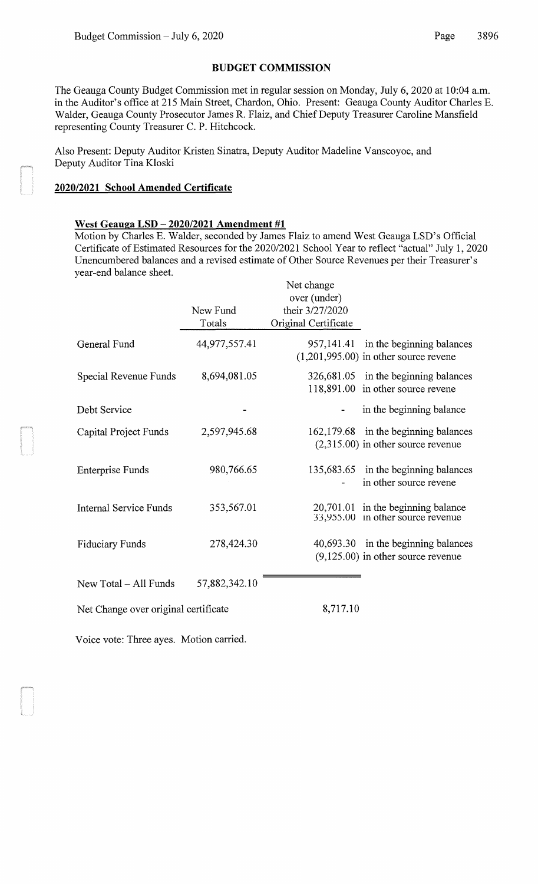## BUDGET COMMISSION

The Geauga County Budget Commission met in regular session on Monday, July 6, 2020 at 10:04 a.m. in the Auditor's office at 215 Main Street, Chardon, Ohio. Present: Geauga County Auditor Charles E. Walder, Geauga County Prosecutor James R. Flaiz, and Chief Deputy Treasurer Caroline Mansfield representing County Treasurer C. P. Hitchcock.

Also Present: Deputy Auditor Kristen Sinatra, Deputy Auditor Madeline Vanscoyoc, and Deputy Auditor Tina Kloski

### 2020/2021 School Amended Certificate

#### West Geauga LSD – 2020/2021 Amendment #1

Motion by Charles E. Walder, seconded by James Flaiz to amend West Geauga LSD's Official Certificate of Estimated Resources for the 2020/2021 School Year to reflect "actual" July 1, 2020 Unencumbered balances and a revised estimate of Other Source Revenues per their Treasurer's year-end balance sheet.

| | New Fund Totals | Net change over (under) their 3/27/2020 Original Certificate | |
|---|---|---|---|
| General Fund | 44,977,557.41 | 957,141.41 | in the beginning balances |
| | | (1,201,995.00) | in other source revene |
| Special Revenue Funds | 8,694,081.05 | 326,681.05 | in the beginning balances |
| | | 118,891.00 | in other source revene |
| Debt Service | - | - | in the beginning balance |
| Capital Project Funds | 2,597,945.68 | 162,179.68 | in the beginning balances |
| | | (2,315.00) | in other source revenue |
| Enterprise Funds | 980,766.65 | 135,683.65 | in the beginning balances |
| | | - | in other source revene |
| Internal Service Funds | 353,567.01 | 20,701.01 | in the beginning balance |
| | | 33,955.00 | in other source revenue |
| Fiduciary Funds | 278,424.30 | 40,693.30 | in the beginning balances |
| | | (9,125.00) | in other source revenue |
| New Total – All Funds | 57,882,342.10 | | |
| Net Change over original certificate | | 8,717.10 | |

Voice vote: Three ayes. Motion carried.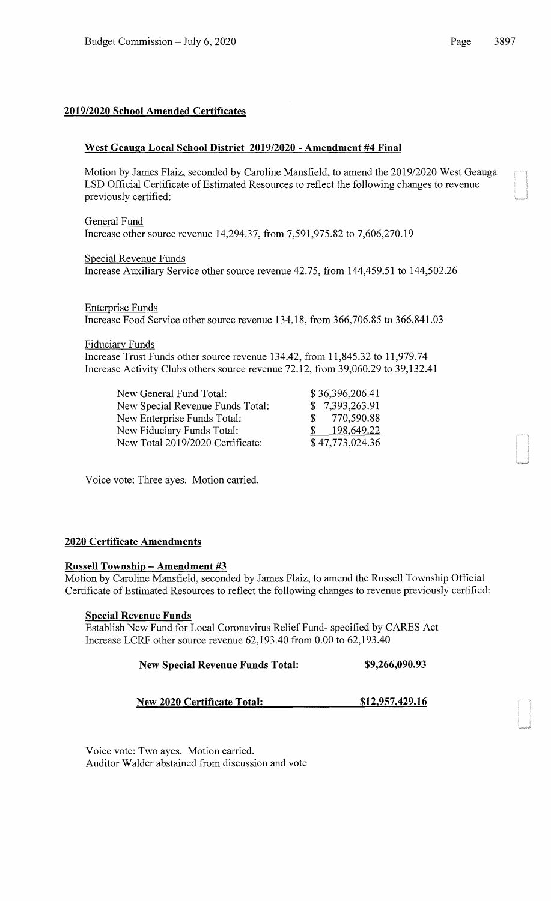## 2019/2020 School Amended Certificates

### West Geauga Local School District 2019/2020 - Amendment #4 Final

Motion by James Flaiz, seconded by Caroline Mansfield, to amend the 2019/2020 West Geauga LSD Official Certificate of Estimated Resources to reflect the following changes to revenue previously certified:

General Fund
Increase other source revenue 14,294.37, from 7,591,975.82 to 7,606,270.19

Special Revenue Funds
Increase Auxiliary Service other source revenue 42.75, from 144,459.51 to 144,502.26

Enterprise Funds
Increase Food Service other source revenue 134.18, from 366,706.85 to 366,841.03

Fiduciary Funds
Increase Trust Funds other source revenue 134.42, from 11,845.32 to 11,979.74
Increase Activity Clubs others source revenue 72.12, from 39,060.29 to 39,132.41

| | |
|---|---|
| New General Fund Total: | $ 36,396,206.41 |
| New Special Revenue Funds Total: | $ 7,393,263.91 |
| New Enterprise Funds Total: | $ 770,590.88 |
| New Fiduciary Funds Total: | $ 198,649.22 |
| New Total 2019/2020 Certificate: | $ 47,773,024.36 |

Voice vote: Three ayes. Motion carried.

## 2020 Certificate Amendments

### Russell Township – Amendment #3

Motion by Caroline Mansfield, seconded by James Flaiz, to amend the Russell Township Official Certificate of Estimated Resources to reflect the following changes to revenue previously certified:

**Special Revenue Funds**
Establish New Fund for Local Coronavirus Relief Fund- specified by CARES Act
Increase LCRF other source revenue 62,193.40 from 0.00 to 62,193.40

**New Special Revenue Funds Total: $9,266,090.93**

**New 2020 Certificate Total: $12,957,429.16**

Voice vote: Two ayes. Motion carried.
Auditor Walder abstained from discussion and vote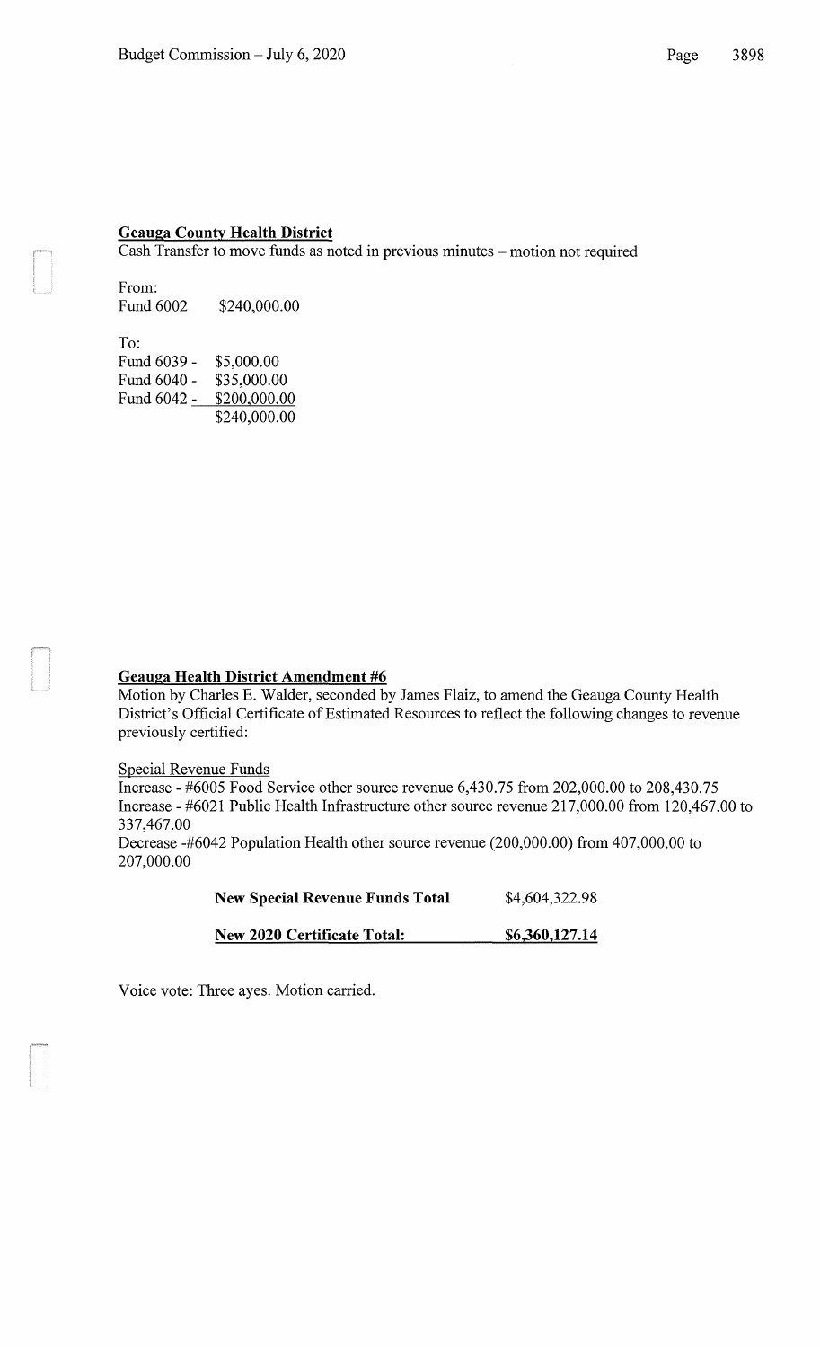**Geauga County Health District**

Cash Transfer to move funds as noted in previous minutes – motion not required

From:

| | |
|---|---|
| Fund 6002 | $240,000.00 |

To:

| | |
|---|---|
| Fund 6039 - | $5,000.00 |
| Fund 6040 - | $35,000.00 |
| Fund 6042 - | $200,000.00 |
| | $240,000.00 |

**Geauga Health District Amendment #6**

Motion by Charles E. Walder, seconded by James Flaiz, to amend the Geauga County Health District's Official Certificate of Estimated Resources to reflect the following changes to revenue previously certified:

Special Revenue Funds

Increase - #6005 Food Service other source revenue 6,430.75 from 202,000.00 to 208,430.75

Increase - #6021 Public Health Infrastructure other source revenue 217,000.00 from 120,467.00 to 337,467.00

Decrease -#6042 Population Health other source revenue (200,000.00) from 407,000.00 to 207,000.00

| | |
|---|---|
| **New Special Revenue Funds Total** | $4,604,322.98 |
| **New 2020 Certificate Total:** | **$6,360,127.14** |

Voice vote: Three ayes. Motion carried.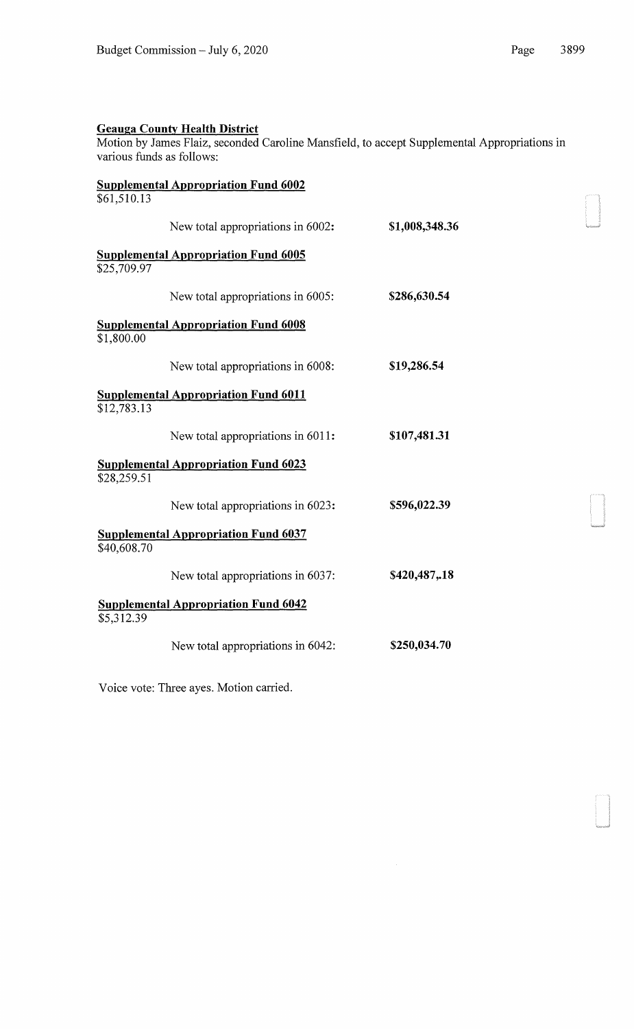**Geauga County Health District**

Motion by James Flaiz, seconded Caroline Mansfield, to accept Supplemental Appropriations in various funds as follows:

**Supplemental Appropriation Fund 6002**

$61,510.13

New total appropriations in 6002: **$1,008,348.36**

**Supplemental Appropriation Fund 6005**

$25,709.97

New total appropriations in 6005: **$286,630.54**

**Supplemental Appropriation Fund 6008**

$1,800.00

New total appropriations in 6008: **$19,286.54**

**Supplemental Appropriation Fund 6011**

$12,783.13

New total appropriations in 6011: **$107,481.31**

**Supplemental Appropriation Fund 6023**

$28,259.51

New total appropriations in 6023: **$596,022.39**

**Supplemental Appropriation Fund 6037**

$40,608.70

New total appropriations in 6037: **$420,487,.18**

**Supplemental Appropriation Fund 6042**

$5,312.39

New total appropriations in 6042: **$250,034.70**

Voice vote: Three ayes. Motion carried.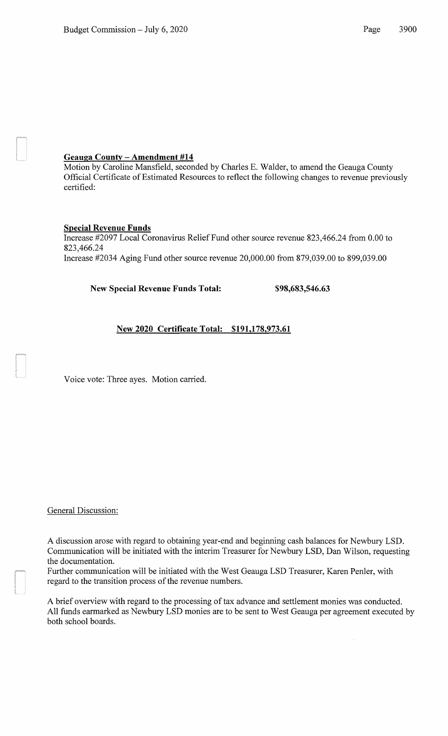**Geauga County – Amendment #14**

Motion by Caroline Mansfield, seconded by Charles E. Walder, to amend the Geauga County Official Certificate of Estimated Resources to reflect the following changes to revenue previously certified:

**Special Revenue Funds**

Increase #2097 Local Coronavirus Relief Fund other source revenue 823,466.24 from 0.00 to 823,466.24
Increase #2034 Aging Fund other source revenue 20,000.00 from 879,039.00 to 899,039.00

**New Special Revenue Funds Total: $98,683,546.63**

**New 2020 Certificate Total: $191,178,973.61**

Voice vote: Three ayes. Motion carried.

General Discussion:

A discussion arose with regard to obtaining year-end and beginning cash balances for Newbury LSD. Communication will be initiated with the interim Treasurer for Newbury LSD, Dan Wilson, requesting the documentation.
Further communication will be initiated with the West Geauga LSD Treasurer, Karen Penler, with regard to the transition process of the revenue numbers.

A brief overview with regard to the processing of tax advance and settlement monies was conducted. All funds earmarked as Newbury LSD monies are to be sent to West Geauga per agreement executed by both school boards.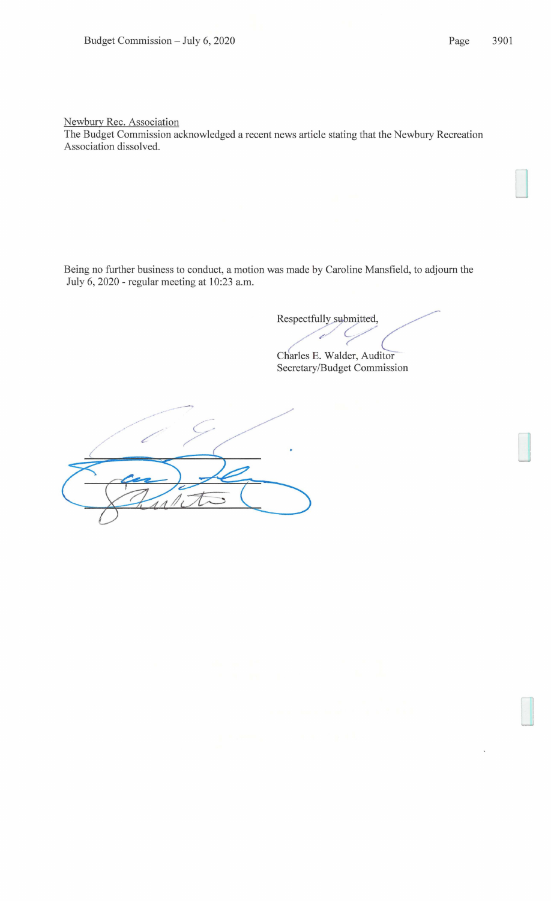Newbury Rec. Association

The Budget Commission acknowledged a recent news article stating that the Newbury Recreation Association dissolved.

Being no further business to conduct, a motion was made by Caroline Mansfield, to adjourn the July 6, 2020 - regular meeting at 10:23 a.m.

Respectfully submitted,

Charles E. Walder, Auditor
Secretary/Budget Commission